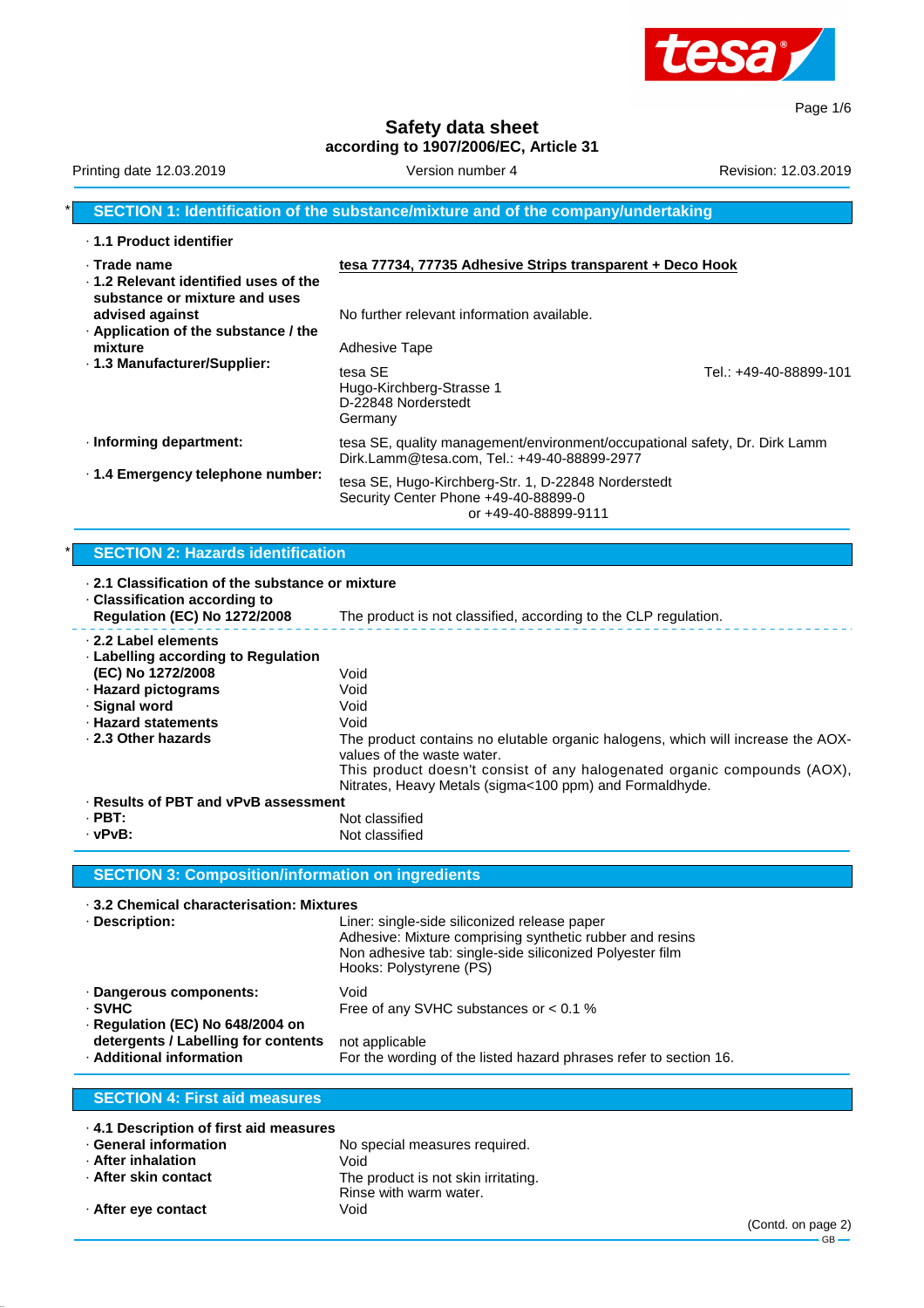# Safety data sheet

**according to 1907/2006/EC, Article 31**

Printing date 12.03.2019 | Version number 4 | Revision: 12.03.2019

## * SECTION 1: Identification of the substance/mixture and of the company/undertaking

· **1.1 Product identifier**

· **Trade name** **tesa 77734, 77735 Adhesive Strips transparent + Deco Hook**

· **1.2 Relevant identified uses of the substance or mixture and uses advised against** No further relevant information available.

· **Application of the substance / the mixture** Adhesive Tape

· **1.3 Manufacturer/Supplier:**
tesa SE
Hugo-Kirchberg-Strasse 1
D-22848 Norderstedt
Germany
Tel.: +49-40-88899-101

· **Informing department:** tesa SE, quality management/environment/occupational safety, Dr. Dirk Lamm
Dirk.Lamm@tesa.com, Tel.: +49-40-88899-2977

· **1.4 Emergency telephone number:** tesa SE, Hugo-Kirchberg-Str. 1, D-22848 Norderstedt
Security Center Phone +49-40-88899-0
or +49-40-88899-9111

## * SECTION 2: Hazards identification

· **2.1 Classification of the substance or mixture**

· **Classification according to Regulation (EC) No 1272/2008** The product is not classified, according to the CLP regulation.

· **2.2 Label elements**

· **Labelling according to Regulation (EC) No 1272/2008** Void

· **Hazard pictograms** Void

· **Signal word** Void

· **Hazard statements** Void

· **2.3 Other hazards** The product contains no elutable organic halogens, which will increase the AOX-values of the waste water.
This product doesn't consist of any halogenated organic compounds (AOX), Nitrates, Heavy Metals (sigma<100 ppm) and Formaldhyde.

· **Results of PBT and vPvB assessment**

· **PBT:** Not classified

· **vPvB:** Not classified

## SECTION 3: Composition/information on ingredients

· **3.2 Chemical characterisation: Mixtures**

· **Description:**
Liner: single-side siliconized release paper
Adhesive: Mixture comprising synthetic rubber and resins
Non adhesive tab: single-side siliconized Polyester film
Hooks: Polystyrene (PS)

· **Dangerous components:** Void

· **SVHC** Free of any SVHC substances or < 0.1 %

· **Regulation (EC) No 648/2004 on detergents / Labelling for contents** not applicable

· **Additional information** For the wording of the listed hazard phrases refer to section 16.

## SECTION 4: First aid measures

· **4.1 Description of first aid measures**

· **General information** No special measures required.

· **After inhalation** Void

· **After skin contact** The product is not skin irritating.
Rinse with warm water.

· **After eye contact** Void

(Contd. on page 2)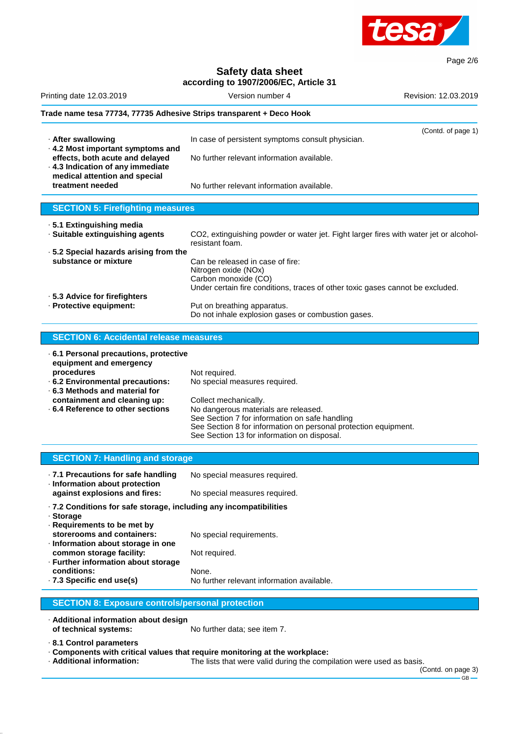**Trade name tesa 77734, 77735 Adhesive Strips transparent + Deco Hook**

(Contd. of page 1)

- **After swallowing** In case of persistent symptoms consult physician.
- **4.2 Most important symptoms and effects, both acute and delayed** No further relevant information available.
- **4.3 Indication of any immediate medical attention and special treatment needed** No further relevant information available.

## SECTION 5: Firefighting measures

- **5.1 Extinguishing media**
- **Suitable extinguishing agents** $CO_2$, extinguishing powder or water jet. Fight larger fires with water jet or alcohol-resistant foam.
- **5.2 Special hazards arising from the substance or mixture**
  Can be released in case of fire:
  Nitrogen oxide (NOx)
  Carbon monoxide (CO)
  Under certain fire conditions, traces of other toxic gases cannot be excluded.
- **5.3 Advice for firefighters**
- **Protective equipment:** Put on breathing apparatus.
  Do not inhale explosion gases or combustion gases.

## SECTION 6: Accidental release measures

- **6.1 Personal precautions, protective equipment and emergency procedures** Not required.
- **6.2 Environmental precautions:** No special measures required.
- **6.3 Methods and material for containment and cleaning up:** Collect mechanically.
- **6.4 Reference to other sections** No dangerous materials are released.
  See Section 7 for information on safe handling
  See Section 8 for information on personal protection equipment.
  See Section 13 for information on disposal.

## SECTION 7: Handling and storage

- **7.1 Precautions for safe handling** No special measures required.
- **Information about protection against explosions and fires:** No special measures required.
- **7.2 Conditions for safe storage, including any incompatibilities**
- **Storage**
- **Requirements to be met by storerooms and containers:** No special requirements.
- **Information about storage in one common storage facility:** Not required.
- **Further information about storage conditions:** None.
- **7.3 Specific end use(s)** No further relevant information available.

## SECTION 8: Exposure controls/personal protection

- **Additional information about design of technical systems:** No further data; see item 7.
- **8.1 Control parameters**
- **Components with critical values that require monitoring at the workplace:**
- **Additional information:** The lists that were valid during the compilation were used as basis.

(Contd. on page 3)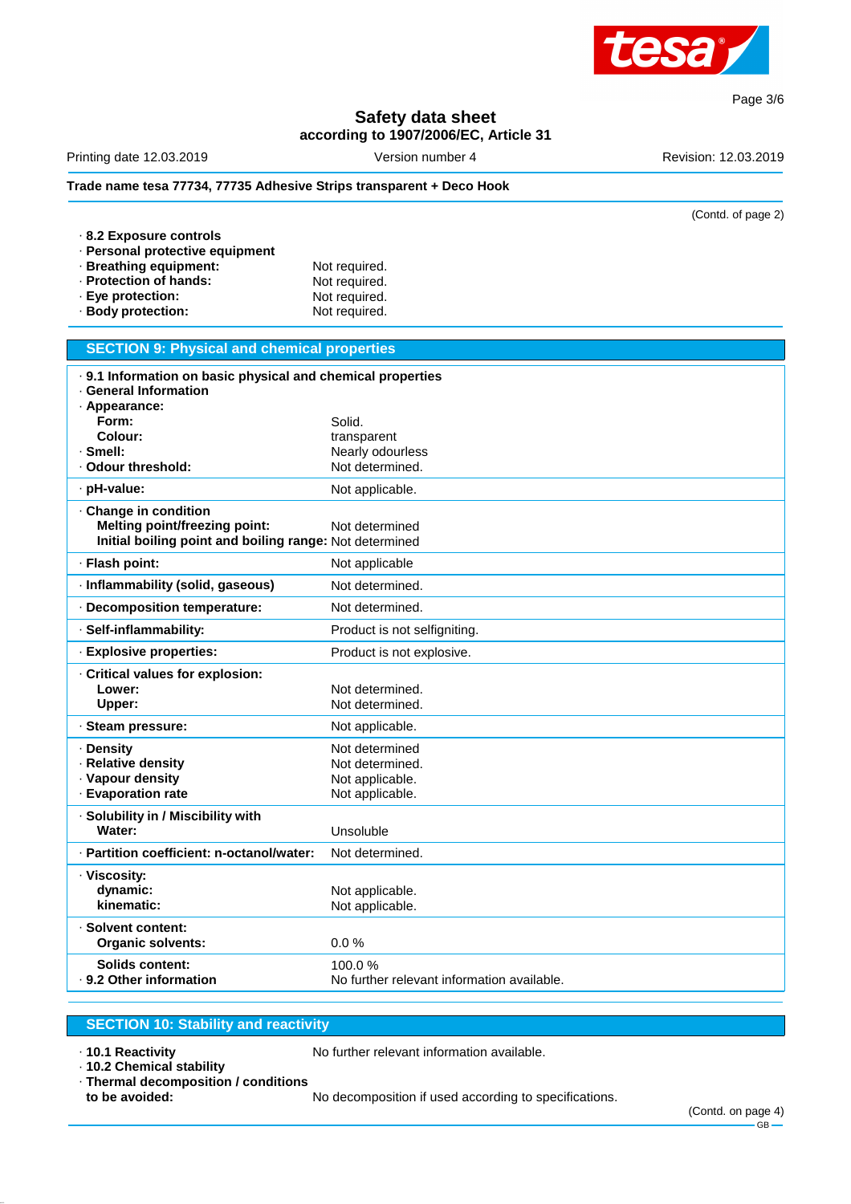**Trade name tesa 77734, 77735 Adhesive Strips transparent + Deco Hook**

(Contd. of page 2)

· **8.2 Exposure controls**
· **Personal protective equipment**
· **Breathing equipment:** Not required.
· **Protection of hands:** Not required.
· **Eye protection:** Not required.
· **Body protection:** Not required.

## SECTION 9: Physical and chemical properties

· **9.1 Information on basic physical and chemical properties**
· **General Information**

| | |
|---|---|
| · **Appearance:** | |
| **Form:** | Solid. |
| **Colour:** | transparent |
| · **Smell:** | Nearly odourless |
| · **Odour threshold:** | Not determined. |
| · **pH-value:** | Not applicable. |
| · **Change in condition** | |
| **Melting point/freezing point:** | Not determined |
| **Initial boiling point and boiling range:** | Not determined |
| · **Flash point:** | Not applicable |
| · **Inflammability (solid, gaseous)** | Not determined. |
| · **Decomposition temperature:** | Not determined. |
| · **Self-inflammability:** | Product is not selfigniting. |
| · **Explosive properties:** | Product is not explosive. |
| · **Critical values for explosion:** | |
| **Lower:** | Not determined. |
| **Upper:** | Not determined. |
| · **Steam pressure:** | Not applicable. |
| · **Density** | Not determined |
| · **Relative density** | Not determined. |
| · **Vapour density** | Not applicable. |
| · **Evaporation rate** | Not applicable. |
| · **Solubility in / Miscibility with** | |
| **Water:** | Unsoluble |
| · **Partition coefficient: n-octanol/water:** | Not determined. |
| · **Viscosity:** | |
| **dynamic:** | Not applicable. |
| **kinematic:** | Not applicable. |
| · **Solvent content:** | |
| **Organic solvents:** | 0.0 % |
| **Solids content:** | 100.0 % |
| · **9.2 Other information** | No further relevant information available. |

## SECTION 10: Stability and reactivity

· **10.1 Reactivity** No further relevant information available.
· **10.2 Chemical stability**
· **Thermal decomposition / conditions to be avoided:** No decomposition if used according to specifications.

(Contd. on page 4)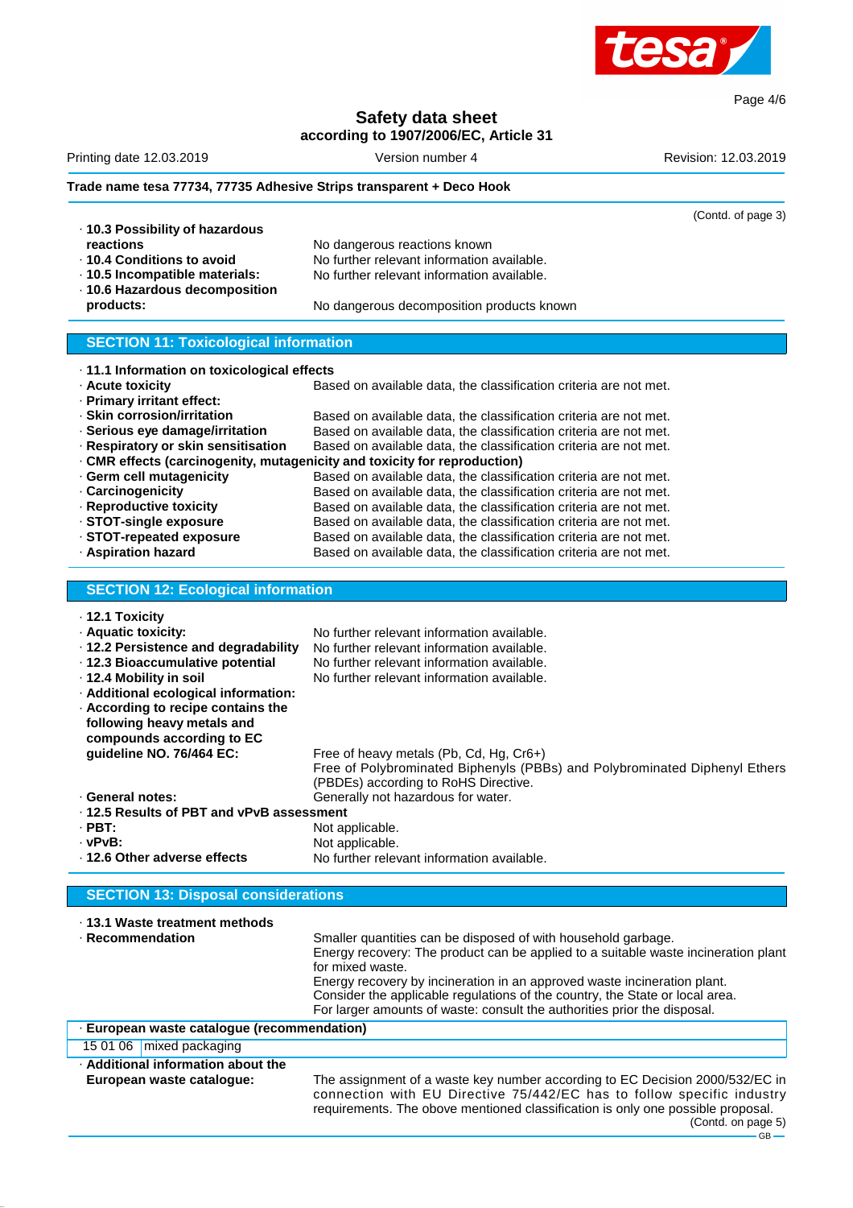(Contd. of page 3)

· **10.3 Possibility of hazardous reactions** No dangerous reactions known
· **10.4 Conditions to avoid** No further relevant information available.
· **10.5 Incompatible materials:** No further relevant information available.
· **10.6 Hazardous decomposition products:** No dangerous decomposition products known

## SECTION 11: Toxicological information

· **11.1 Information on toxicological effects**
· **Acute toxicity** Based on available data, the classification criteria are not met.
· **Primary irritant effect:**
· **Skin corrosion/irritation** Based on available data, the classification criteria are not met.
· **Serious eye damage/irritation** Based on available data, the classification criteria are not met.
· **Respiratory or skin sensitisation** Based on available data, the classification criteria are not met.
· **CMR effects (carcinogenity, mutagenicity and toxicity for reproduction)**
· **Germ cell mutagenicity** Based on available data, the classification criteria are not met.
· **Carcinogenicity** Based on available data, the classification criteria are not met.
· **Reproductive toxicity** Based on available data, the classification criteria are not met.
· **STOT-single exposure** Based on available data, the classification criteria are not met.
· **STOT-repeated exposure** Based on available data, the classification criteria are not met.
· **Aspiration hazard** Based on available data, the classification criteria are not met.

## SECTION 12: Ecological information

· **12.1 Toxicity**
· **Aquatic toxicity:** No further relevant information available.
· **12.2 Persistence and degradability** No further relevant information available.
· **12.3 Bioaccumulative potential** No further relevant information available.
· **12.4 Mobility in soil** No further relevant information available.
· **Additional ecological information:**
· **According to recipe contains the following heavy metals and compounds according to EC guideline NO. 76/464 EC:** Free of heavy metals (Pb, Cd, Hg, Cr6+)
Free of Polybrominated Biphenyls (PBBs) and Polybrominated Diphenyl Ethers (PBDEs) according to RoHS Directive.
· **General notes:** Generally not hazardous for water.
· **12.5 Results of PBT and vPvB assessment**
· **PBT:** Not applicable.
· **vPvB:** Not applicable.
· **12.6 Other adverse effects** No further relevant information available.

## SECTION 13: Disposal considerations

· **13.1 Waste treatment methods**
· **Recommendation** Smaller quantities can be disposed of with household garbage.
Energy recovery: The product can be applied to a suitable waste incineration plant for mixed waste.
Energy recovery by incineration in an approved waste incineration plant.
Consider the applicable regulations of the country, the State or local area.
For larger amounts of waste: consult the authorities prior the disposal.

| · **European waste catalogue (recommendation)** | |
|---|---|
| 15 01 06 | mixed packaging |

· **Additional information about the European waste catalogue:** The assignment of a waste key number according to EC Decision 2000/532/EC in connection with EU Directive 75/442/EC has to follow specific industry requirements. The obove mentioned classification is only one possible proposal.

(Contd. on page 5)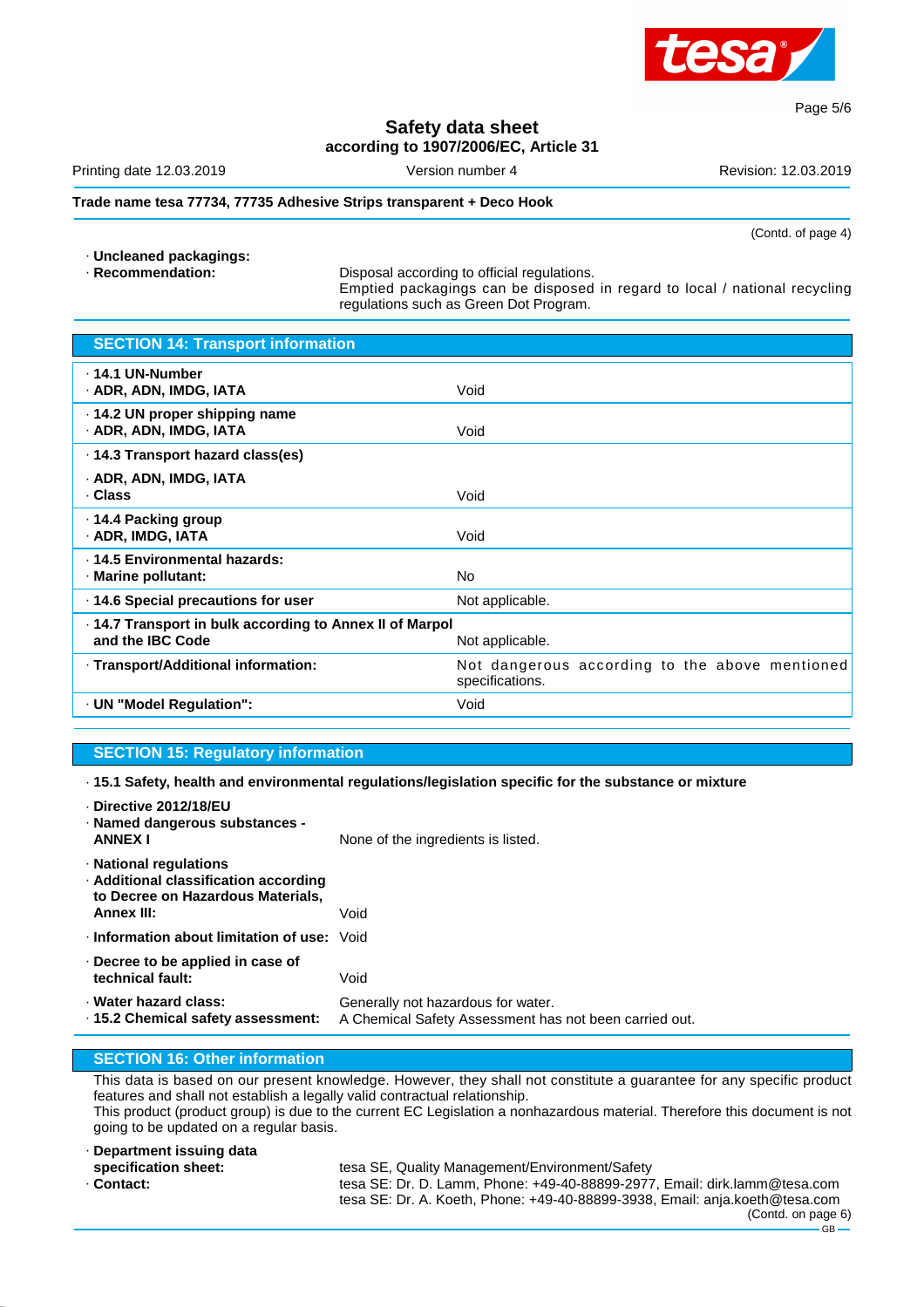**Safety data sheet**
**according to 1907/2006/EC, Article 31**

Printing date 12.03.2019 | Version number 4 | Revision: 12.03.2019

**Trade name tesa 77734, 77735 Adhesive Strips transparent + Deco Hook**

(Contd. of page 4)

· **Uncleaned packagings:**
· **Recommendation:** Disposal according to official regulations.
Emptied packagings can be disposed in regard to local / national recycling regulations such as Green Dot Program.

## SECTION 14: Transport information

| | |
|---|---|
| · **14.1 UN-Number**<br>· **ADR, ADN, IMDG, IATA** | Void |
| · **14.2 UN proper shipping name**<br>· **ADR, ADN, IMDG, IATA** | Void |
| · **14.3 Transport hazard class(es)**<br>· **ADR, ADN, IMDG, IATA**<br>· **Class** | Void |
| · **14.4 Packing group**<br>· **ADR, IMDG, IATA** | Void |
| · **14.5 Environmental hazards:**<br>· **Marine pollutant:** | No |
| · **14.6 Special precautions for user** | Not applicable. |
| · **14.7 Transport in bulk according to Annex II of Marpol and the IBC Code** | Not applicable. |
| · **Transport/Additional information:** | Not dangerous according to the above mentioned specifications. |
| · **UN "Model Regulation":** | Void |

## SECTION 15: Regulatory information

· **15.1 Safety, health and environmental regulations/legislation specific for the substance or mixture**

· **Directive 2012/18/EU**
· **Named dangerous substances - ANNEX I** None of the ingredients is listed.

· **National regulations**
· **Additional classification according to Decree on Hazardous Materials, Annex III:** Void

· **Information about limitation of use:** Void

· **Decree to be applied in case of technical fault:** Void

· **Water hazard class:** Generally not hazardous for water.
· **15.2 Chemical safety assessment:** A Chemical Safety Assessment has not been carried out.

## SECTION 16: Other information

This data is based on our present knowledge. However, they shall not constitute a guarantee for any specific product features and shall not establish a legally valid contractual relationship.
This product (product group) is due to the current EC Legislation a nonhazardous material. Therefore this document is not going to be updated on a regular basis.

· **Department issuing data specification sheet:** tesa SE, Quality Management/Environment/Safety
· **Contact:** tesa SE: Dr. D. Lamm, Phone: +49-40-88899-2977, Email: dirk.lamm@tesa.com
tesa SE: Dr. A. Koeth, Phone: +49-40-88899-3938, Email: anja.koeth@tesa.com

(Contd. on page 6)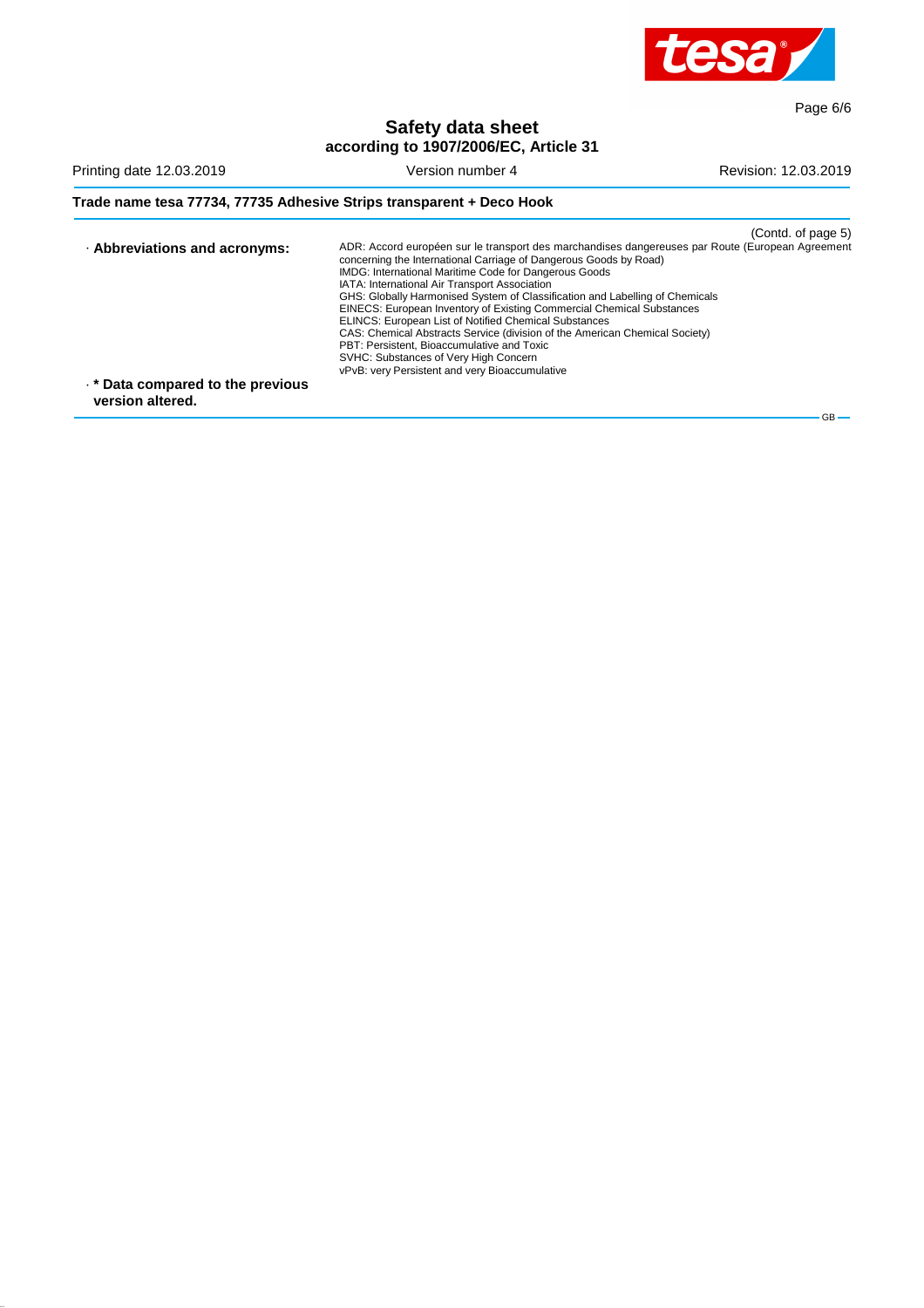(Contd. of page 5)

· **Abbreviations and acronyms:**

ADR: Accord européen sur le transport des marchandises dangereuses par Route (European Agreement concerning the International Carriage of Dangerous Goods by Road)
IMDG: International Maritime Code for Dangerous Goods
IATA: International Air Transport Association
GHS: Globally Harmonised System of Classification and Labelling of Chemicals
EINECS: European Inventory of Existing Commercial Chemical Substances
ELINCS: European List of Notified Chemical Substances
CAS: Chemical Abstracts Service (division of the American Chemical Society)
PBT: Persistent, Bioaccumulative and Toxic
SVHC: Substances of Very High Concern
vPvB: very Persistent and very Bioaccumulative

· **\* Data compared to the previous version altered.**

GB